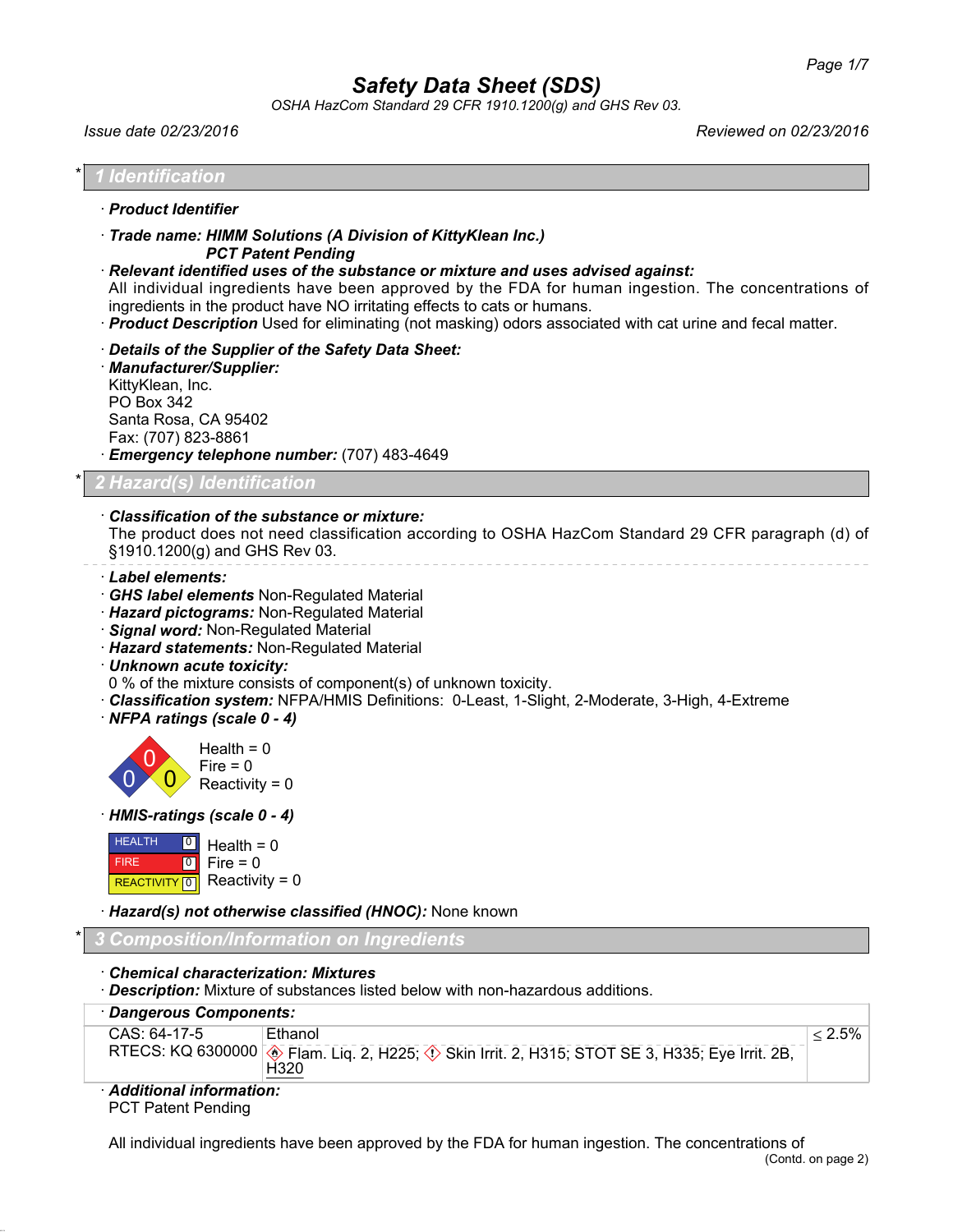# Safety Data Sheet (SDS)

*OSHA HazCom Standard 29 CFR 1910.1200(g) and GHS Rev 03.*

*Issue date 02/23/2016* *Reviewed on 02/23/2016*

## * 1 Identification

· **Product Identifier**

· **Trade name: HIMM Solutions (A Division of KittyKlean Inc.)**
**PCT Patent Pending**

· **Relevant identified uses of the substance or mixture and uses advised against:**
All individual ingredients have been approved by the FDA for human ingestion. The concentrations of ingredients in the product have NO irritating effects to cats or humans.

· **Product Description** Used for eliminating (not masking) odors associated with cat urine and fecal matter.

· **Details of the Supplier of the Safety Data Sheet:**

· **Manufacturer/Supplier:**
KittyKlean, Inc.
PO Box 342
Santa Rosa, CA 95402
Fax: (707) 823-8861

· **Emergency telephone number:** (707) 483-4649

## * 2 Hazard(s) Identification

· **Classification of the substance or mixture:**
The product does not need classification according to OSHA HazCom Standard 29 CFR paragraph (d) of §1910.1200(g) and GHS Rev 03.

· **Label elements:**

· **GHS label elements** Non-Regulated Material

· **Hazard pictograms:** Non-Regulated Material

· **Signal word:** Non-Regulated Material

· **Hazard statements:** Non-Regulated Material

· **Unknown acute toxicity:**
0 % of the mixture consists of component(s) of unknown toxicity.

· **Classification system:** NFPA/HMIS Definitions: 0-Least, 1-Slight, 2-Moderate, 3-High, 4-Extreme

· **NFPA ratings (scale 0 - 4)**

Health = 0
Fire = 0
Reactivity = 0

· **HMIS-ratings (scale 0 - 4)**

| | | |
|---|---|---|
| HEALTH | 0 | Health = 0 |
| FIRE | 0 | Fire = 0 |
| REACTIVITY | 0 | Reactivity = 0 |

· **Hazard(s) not otherwise classified (HNOC):** None known

## * 3 Composition/Information on Ingredients

· **Chemical characterization: Mixtures**

· **Description:** Mixture of substances listed below with non-hazardous additions.

· **Dangerous Components:**

| | | |
|---|---|---|
| CAS: 64-17-5<br>RTECS: KQ 6300000 | Ethanol<br>Flam. Liq. 2, H225; Skin Irrit. 2, H315; STOT SE 3, H335; Eye Irrit. 2B, H320 | ≤ 2.5% |

· **Additional information:**
PCT Patent Pending

All individual ingredients have been approved by the FDA for human ingestion. The concentrations of

(Contd. on page 2)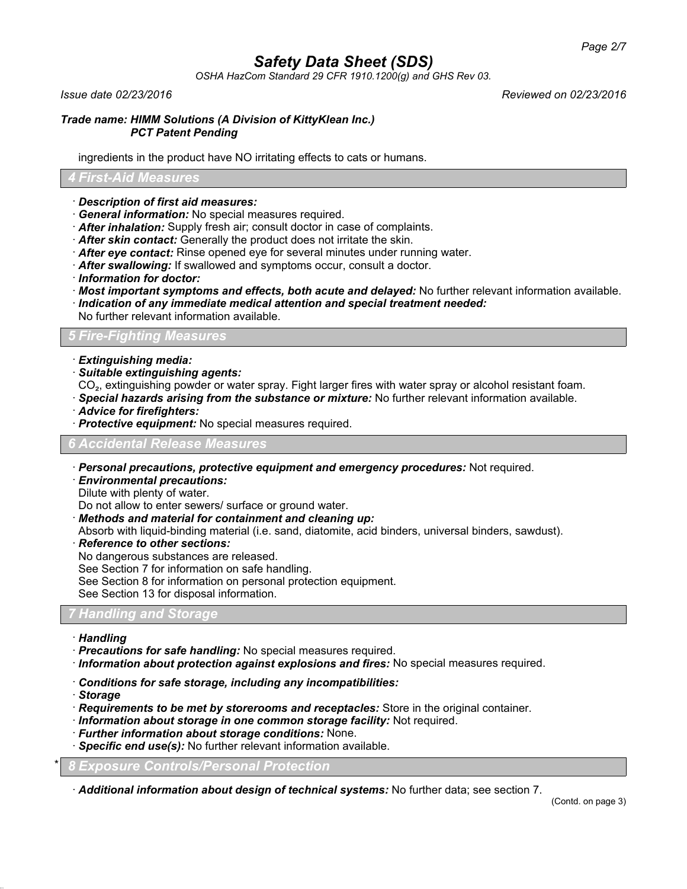ingredients in the product have NO irritating effects to cats or humans.

## 4 First-Aid Measures

· ***Description of first aid measures:***
· ***General information:*** No special measures required.
· ***After inhalation:*** Supply fresh air; consult doctor in case of complaints.
· ***After skin contact:*** Generally the product does not irritate the skin.
· ***After eye contact:*** Rinse opened eye for several minutes under running water.
· ***After swallowing:*** If swallowed and symptoms occur, consult a doctor.
· ***Information for doctor:***
· ***Most important symptoms and effects, both acute and delayed:*** No further relevant information available.
· ***Indication of any immediate medical attention and special treatment needed:***
No further relevant information available.

## 5 Fire-Fighting Measures

· ***Extinguishing media:***
· ***Suitable extinguishing agents:***
$CO_2$, extinguishing powder or water spray. Fight larger fires with water spray or alcohol resistant foam.
· ***Special hazards arising from the substance or mixture:*** No further relevant information available.
· ***Advice for firefighters:***
· ***Protective equipment:*** No special measures required.

## 6 Accidental Release Measures

· ***Personal precautions, protective equipment and emergency procedures:*** Not required.
· ***Environmental precautions:***
Dilute with plenty of water.
Do not allow to enter sewers/ surface or ground water.
· ***Methods and material for containment and cleaning up:***
Absorb with liquid-binding material (i.e. sand, diatomite, acid binders, universal binders, sawdust).
· ***Reference to other sections:***
No dangerous substances are released.
See Section 7 for information on safe handling.
See Section 8 for information on personal protection equipment.
See Section 13 for disposal information.

## 7 Handling and Storage

· ***Handling***
· ***Precautions for safe handling:*** No special measures required.
· ***Information about protection against explosions and fires:*** No special measures required.

· ***Conditions for safe storage, including any incompatibilities:***
· ***Storage***
· ***Requirements to be met by storerooms and receptacles:*** Store in the original container.
· ***Information about storage in one common storage facility:*** Not required.
· ***Further information about storage conditions:*** None.
· ***Specific end use(s):*** No further relevant information available.

## * 8 Exposure Controls/Personal Protection

· ***Additional information about design of technical systems:*** No further data; see section 7.

(Contd. on page 3)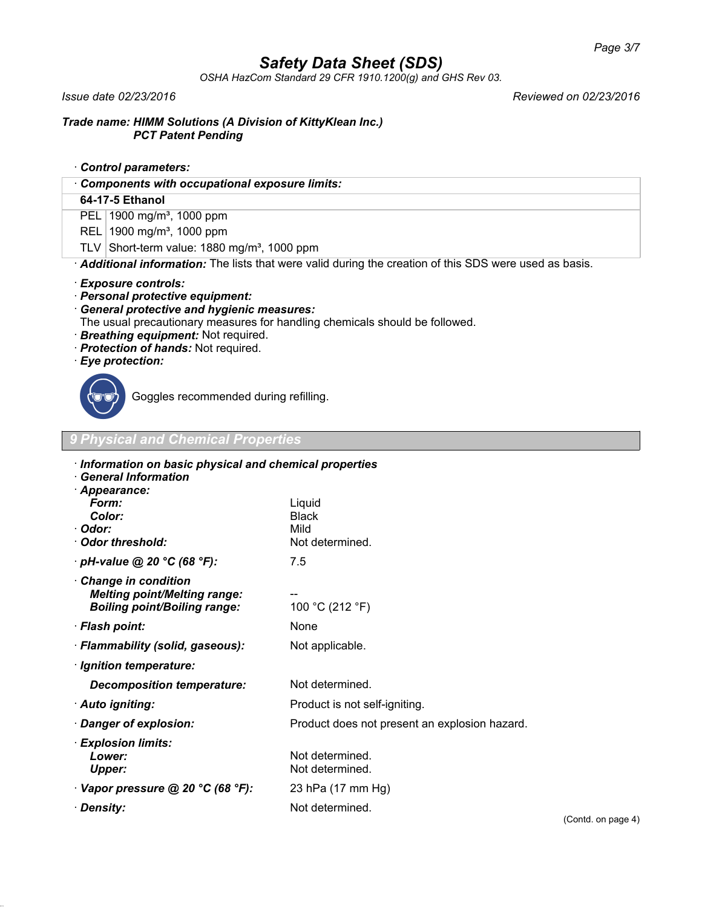# Safety Data Sheet (SDS)

*OSHA HazCom Standard 29 CFR 1910.1200(g) and GHS Rev 03.*

*Issue date 02/23/2016* *Reviewed on 02/23/2016*

***Trade name: HIMM Solutions (A Division of KittyKlean Inc.) PCT Patent Pending***

· ***Control parameters:***

| · ***Components with occupational exposure limits:*** | |
|---|---|
| **64-17-5 Ethanol** | |
| PEL | 1900 mg/m³, 1000 ppm |
| REL | 1900 mg/m³, 1000 ppm |
| TLV | Short-term value: 1880 mg/m³, 1000 ppm |

· ***Additional information:*** The lists that were valid during the creation of this SDS were used as basis.

· ***Exposure controls:***
· ***Personal protective equipment:***
· ***General protective and hygienic measures:***
The usual precautionary measures for handling chemicals should be followed.
· ***Breathing equipment:*** Not required.
· ***Protection of hands:*** Not required.
· ***Eye protection:***

Goggles recommended during refilling.

## 9 Physical and Chemical Properties

· ***Information on basic physical and chemical properties***
· ***General Information***
· ***Appearance:***

| | |
|---|---|
| ***Form:*** | Liquid |
| ***Color:*** | Black |
| · ***Odor:*** | Mild |
| · ***Odor threshold:*** | Not determined. |
| · ***pH-value @ 20 °C (68 °F):*** | 7.5 |
| · ***Change in condition*** | |
| ***Melting point/Melting range:*** | -- |
| ***Boiling point/Boiling range:*** | 100 °C (212 °F) |
| · ***Flash point:*** | None |
| · ***Flammability (solid, gaseous):*** | Not applicable. |
| · ***Ignition temperature:*** | |
| ***Decomposition temperature:*** | Not determined. |
| · ***Auto igniting:*** | Product is not self-igniting. |
| · ***Danger of explosion:*** | Product does not present an explosion hazard. |
| · ***Explosion limits:*** | |
| ***Lower:*** | Not determined. |
| ***Upper:*** | Not determined. |
| · ***Vapor pressure @ 20 °C (68 °F):*** | 23 hPa (17 mm Hg) |
| · ***Density:*** | Not determined. |

(Contd. on page 4)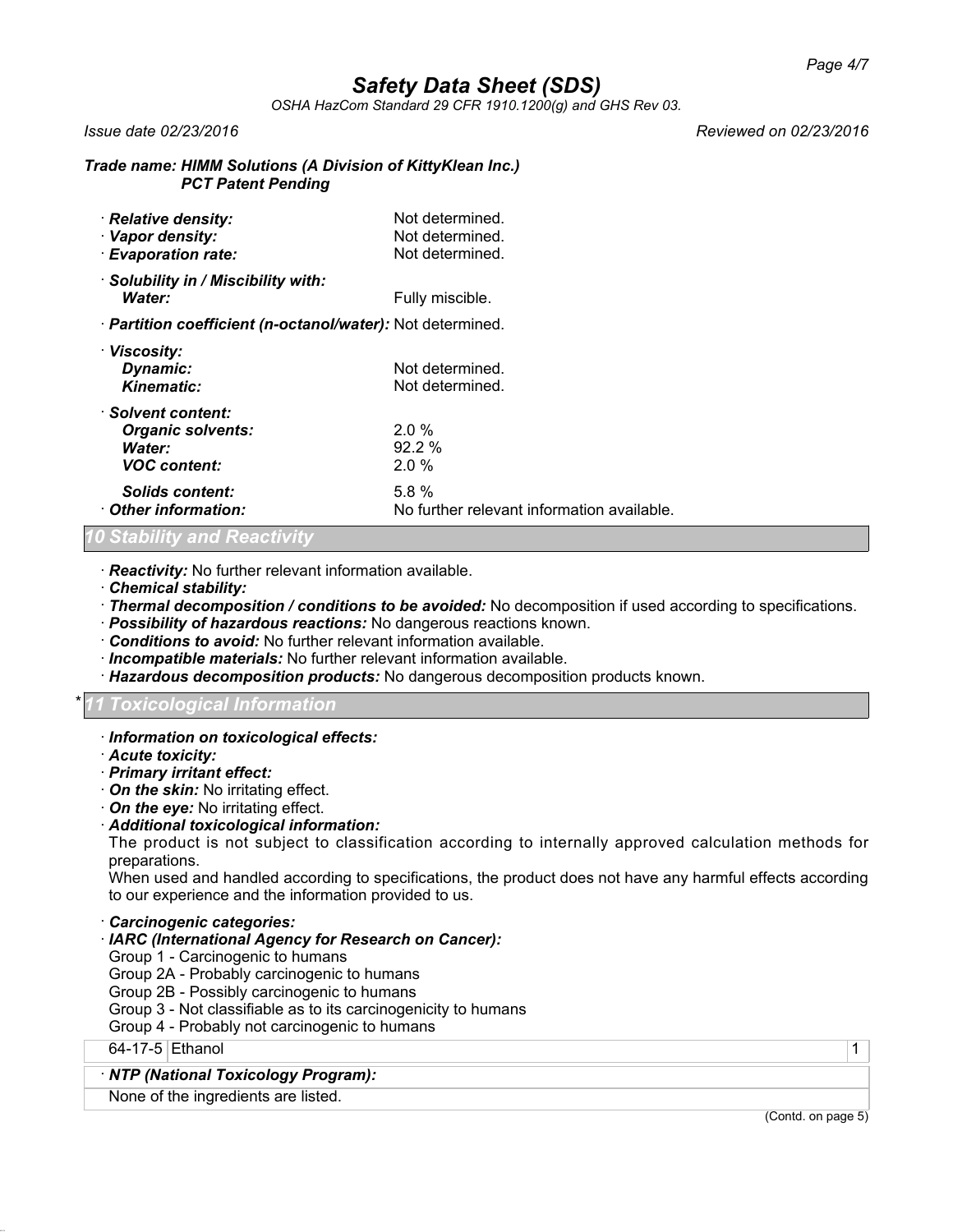| | |
|---|---|
| · **Relative density:** | Not determined. |
| · **Vapor density:** | Not determined. |
| · **Evaporation rate:** | Not determined. |
| · **Solubility in / Miscibility with:** | |
| **Water:** | Fully miscible. |
| · **Partition coefficient (n-octanol/water):** | Not determined. |
| · **Viscosity:** | |
| **Dynamic:** | Not determined. |
| **Kinematic:** | Not determined. |
| · **Solvent content:** | |
| **Organic solvents:** | 2.0 % |
| **Water:** | 92.2 % |
| **VOC content:** | 2.0 % |
| **Solids content:** | 5.8 % |
| · **Other information:** | No further relevant information available. |

## 10 Stability and Reactivity

· **Reactivity:** No further relevant information available.
· **Chemical stability:**
· **Thermal decomposition / conditions to be avoided:** No decomposition if used according to specifications.
· **Possibility of hazardous reactions:** No dangerous reactions known.
· **Conditions to avoid:** No further relevant information available.
· **Incompatible materials:** No further relevant information available.
· **Hazardous decomposition products:** No dangerous decomposition products known.

## * 11 Toxicological Information

· **Information on toxicological effects:**
· **Acute toxicity:**
· **Primary irritant effect:**
· **On the skin:** No irritating effect.
· **On the eye:** No irritating effect.
· **Additional toxicological information:**
The product is not subject to classification according to internally approved calculation methods for preparations.
When used and handled according to specifications, the product does not have any harmful effects according to our experience and the information provided to us.

· **Carcinogenic categories:**
· **IARC (International Agency for Research on Cancer):**
Group 1 - Carcinogenic to humans
Group 2A - Probably carcinogenic to humans
Group 2B - Possibly carcinogenic to humans
Group 3 - Not classifiable as to its carcinogenicity to humans
Group 4 - Probably not carcinogenic to humans

| | | |
|---|---|---|
| 64-17-5 | Ethanol | 1 |

· **NTP (National Toxicology Program):**
None of the ingredients are listed.

(Contd. on page 5)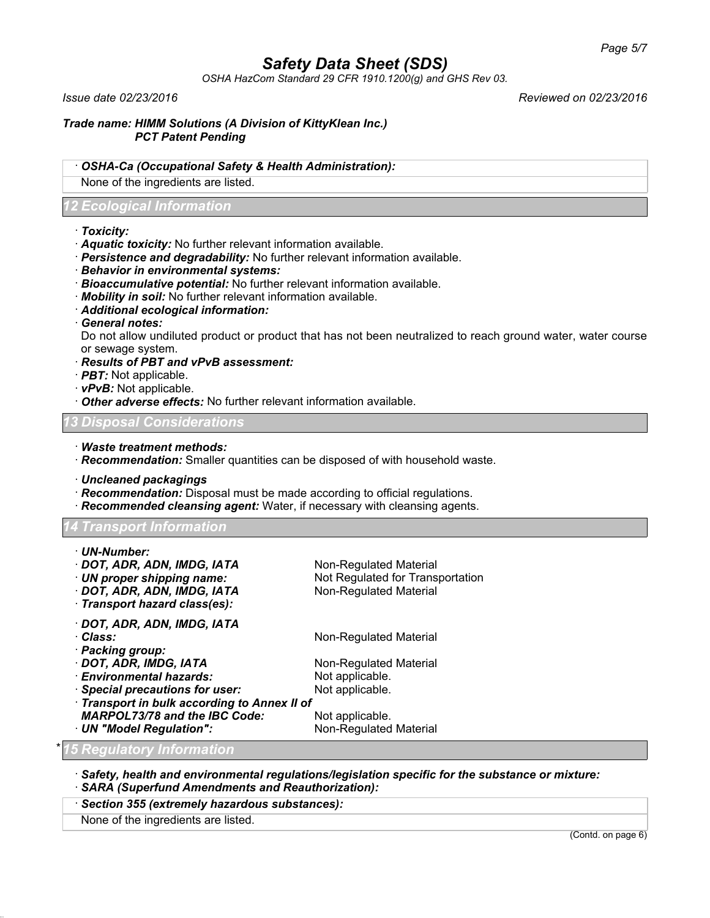· **OSHA-Ca (Occupational Safety & Health Administration):**

None of the ingredients are listed.

## 12 Ecological Information

· **Toxicity:**
· **Aquatic toxicity:** No further relevant information available.
· **Persistence and degradability:** No further relevant information available.
· **Behavior in environmental systems:**
· **Bioaccumulative potential:** No further relevant information available.
· **Mobility in soil:** No further relevant information available.
· **Additional ecological information:**
· **General notes:**
Do not allow undiluted product or product that has not been neutralized to reach ground water, water course or sewage system.
· **Results of PBT and vPvB assessment:**
· **PBT:** Not applicable.
· **vPvB:** Not applicable.
· **Other adverse effects:** No further relevant information available.

## 13 Disposal Considerations

· **Waste treatment methods:**
· **Recommendation:** Smaller quantities can be disposed of with household waste.

· **Uncleaned packagings**
· **Recommendation:** Disposal must be made according to official regulations.
· **Recommended cleansing agent:** Water, if necessary with cleansing agents.

## 14 Transport Information

· **UN-Number:**
· **DOT, ADR, ADN, IMDG, IATA** Non-Regulated Material
· **UN proper shipping name:** Not Regulated for Transportation
· **DOT, ADR, ADN, IMDG, IATA** Non-Regulated Material
· **Transport hazard class(es):**

· **DOT, ADR, ADN, IMDG, IATA**
· **Class:** Non-Regulated Material
· **Packing group:**
· **DOT, ADR, IMDG, IATA** Non-Regulated Material
· **Environmental hazards:** Not applicable.
· **Special precautions for user:** Not applicable.
· **Transport in bulk according to Annex II of MARPOL73/78 and the IBC Code:** Not applicable.
· **UN "Model Regulation":** Non-Regulated Material

## * 15 Regulatory Information

· **Safety, health and environmental regulations/legislation specific for the substance or mixture:**
· **SARA (Superfund Amendments and Reauthorization):**

· **Section 355 (extremely hazardous substances):**

None of the ingredients are listed.

(Contd. on page 6)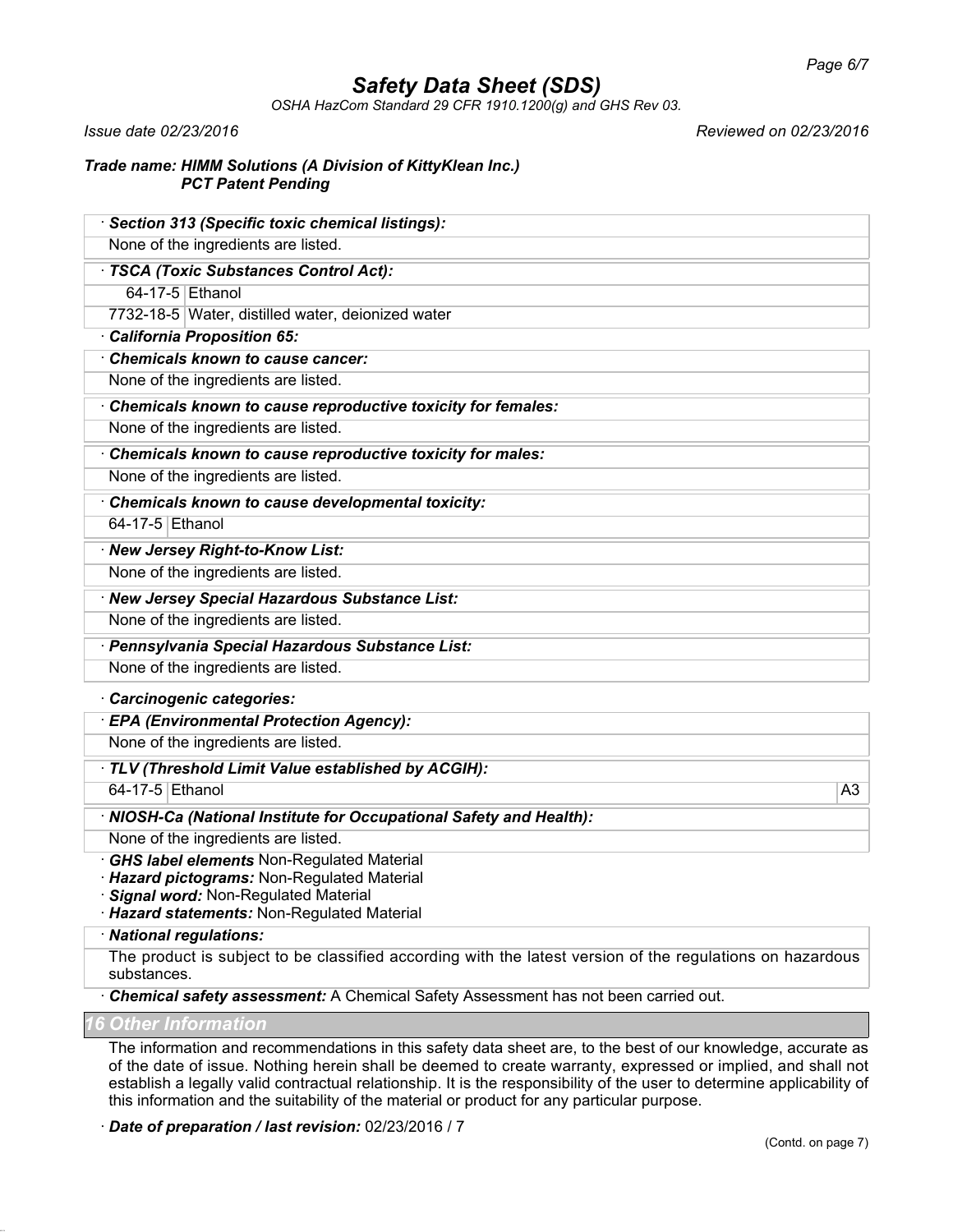# Safety Data Sheet (SDS)

*OSHA HazCom Standard 29 CFR 1910.1200(g) and GHS Rev 03.*

*Issue date 02/23/2016* *Reviewed on 02/23/2016*

***Trade name: HIMM Solutions (A Division of KittyKlean Inc.)***
***PCT Patent Pending***

· ***Section 313 (Specific toxic chemical listings):***

None of the ingredients are listed.

· ***TSCA (Toxic Substances Control Act):***

| | |
|---|---|
| 64-17-5 | Ethanol |
| 7732-18-5 | Water, distilled water, deionized water |

· ***California Proposition 65:***

· ***Chemicals known to cause cancer:***

None of the ingredients are listed.

· ***Chemicals known to cause reproductive toxicity for females:***

None of the ingredients are listed.

· ***Chemicals known to cause reproductive toxicity for males:***

None of the ingredients are listed.

· ***Chemicals known to cause developmental toxicity:***

| | |
|---|---|
| 64-17-5 | Ethanol |

· ***New Jersey Right-to-Know List:***

None of the ingredients are listed.

· ***New Jersey Special Hazardous Substance List:***

None of the ingredients are listed.

· ***Pennsylvania Special Hazardous Substance List:***

None of the ingredients are listed.

· ***Carcinogenic categories:***

· ***EPA (Environmental Protection Agency):***

None of the ingredients are listed.

· ***TLV (Threshold Limit Value established by ACGIH):***

| | | |
|---|---|---|
| 64-17-5 | Ethanol | A3 |

· ***NIOSH-Ca (National Institute for Occupational Safety and Health):***

None of the ingredients are listed.

· ***GHS label elements*** Non-Regulated Material
· ***Hazard pictograms:*** Non-Regulated Material
· ***Signal word:*** Non-Regulated Material
· ***Hazard statements:*** Non-Regulated Material

· ***National regulations:***

The product is subject to be classified according with the latest version of the regulations on hazardous substances.

· ***Chemical safety assessment:*** A Chemical Safety Assessment has not been carried out.

## 16 Other Information

The information and recommendations in this safety data sheet are, to the best of our knowledge, accurate as of the date of issue. Nothing herein shall be deemed to create warranty, expressed or implied, and shall not establish a legally valid contractual relationship. It is the responsibility of the user to determine applicability of this information and the suitability of the material or product for any particular purpose.

· ***Date of preparation / last revision:*** 02/23/2016 / 7

(Contd. on page 7)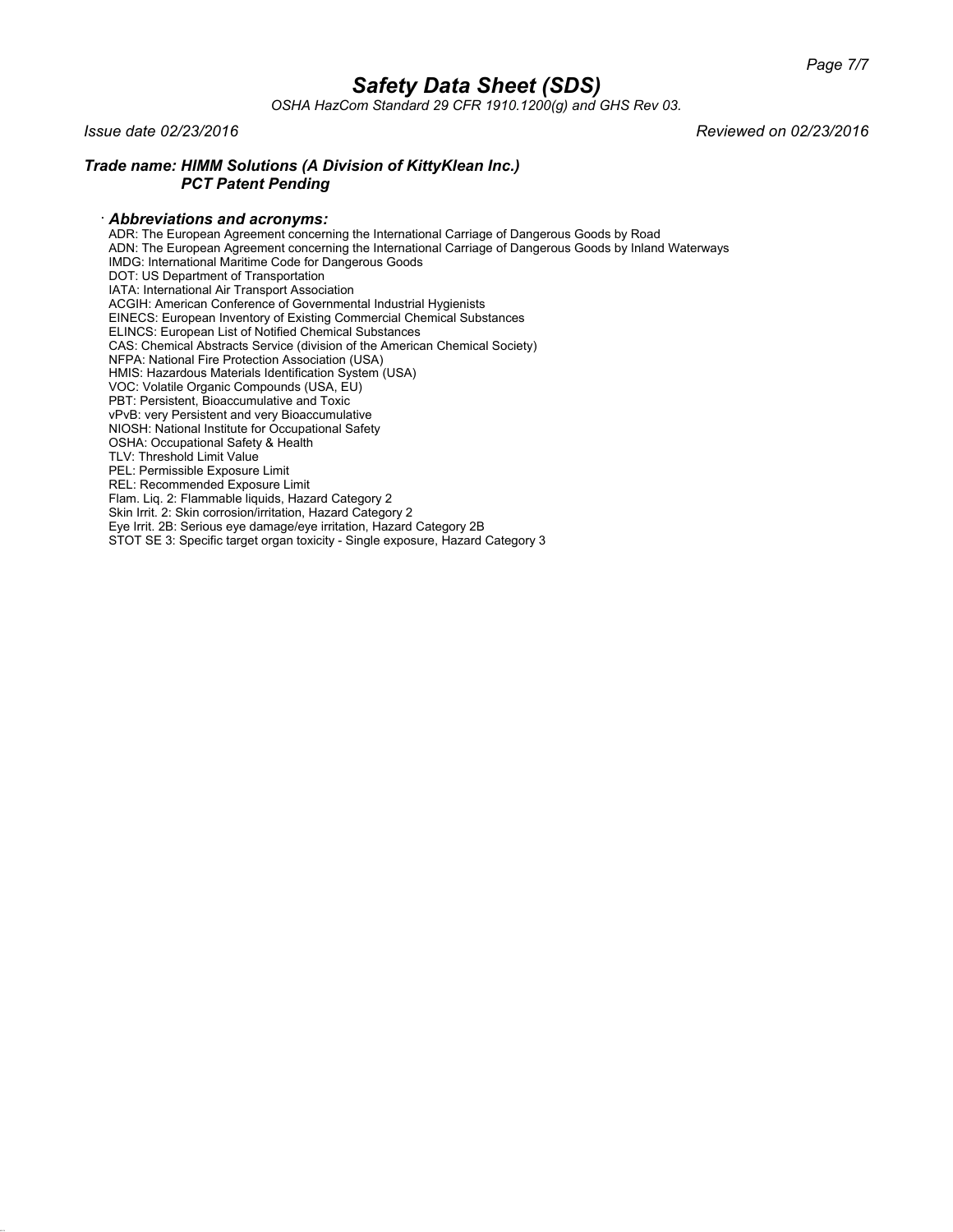· ***Abbreviations and acronyms:***

ADR: The European Agreement concerning the International Carriage of Dangerous Goods by Road
ADN: The European Agreement concerning the International Carriage of Dangerous Goods by Inland Waterways
IMDG: International Maritime Code for Dangerous Goods
DOT: US Department of Transportation
IATA: International Air Transport Association
ACGIH: American Conference of Governmental Industrial Hygienists
EINECS: European Inventory of Existing Commercial Chemical Substances
ELINCS: European List of Notified Chemical Substances
CAS: Chemical Abstracts Service (division of the American Chemical Society)
NFPA: National Fire Protection Association (USA)
HMIS: Hazardous Materials Identification System (USA)
VOC: Volatile Organic Compounds (USA, EU)
PBT: Persistent, Bioaccumulative and Toxic
vPvB: very Persistent and very Bioaccumulative
NIOSH: National Institute for Occupational Safety
OSHA: Occupational Safety & Health
TLV: Threshold Limit Value
PEL: Permissible Exposure Limit
REL: Recommended Exposure Limit
Flam. Liq. 2: Flammable liquids, Hazard Category 2
Skin Irrit. 2: Skin corrosion/irritation, Hazard Category 2
Eye Irrit. 2B: Serious eye damage/eye irritation, Hazard Category 2B
STOT SE 3: Specific target organ toxicity - Single exposure, Hazard Category 3